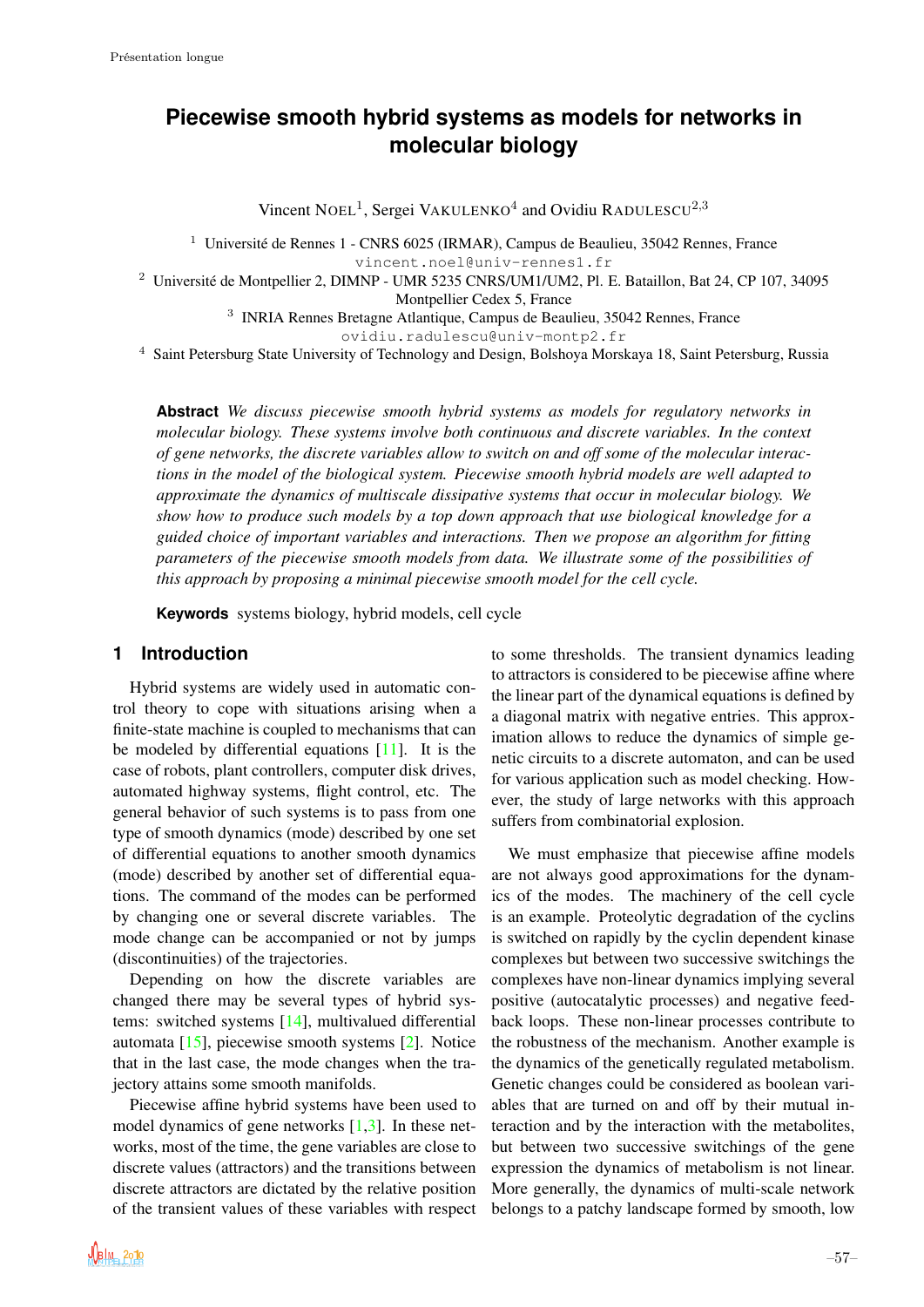# Piecewise smooth hybrid systems as models for networks in molecular biology

Vincent NOEL[1], Sergei VAKULENKO[4] and Ovidiu RADULESCU[2,3]

[1] Université de Rennes 1 - CNRS 6025 (IRMAR), Campus de Beaulieu, 35042 Rennes, France
vincent.noel@univ-rennes1.fr

[2] Université de Montpellier 2, DIMNP - UMR 5235 CNRS/UM1/UM2, Pl. E. Bataillon, Bat 24, CP 107, 34095 Montpellier Cedex 5, France

[3] INRIA Rennes Bretagne Atlantique, Campus de Beaulieu, 35042 Rennes, France
ovidiu.radulescu@univ-montp2.fr

[4] Saint Petersburg State University of Technology and Design, Bolshoya Morskaya 18, Saint Petersburg, Russia

**Abstract** *We discuss piecewise smooth hybrid systems as models for regulatory networks in molecular biology. These systems involve both continuous and discrete variables. In the context of gene networks, the discrete variables allow to switch on and off some of the molecular interactions in the model of the biological system. Piecewise smooth hybrid models are well adapted to approximate the dynamics of multiscale dissipative systems that occur in molecular biology. We show how to produce such models by a top down approach that use biological knowledge for a guided choice of important variables and interactions. Then we propose an algorithm for fitting parameters of the piecewise smooth models from data. We illustrate some of the possibilities of this approach by proposing a minimal piecewise smooth model for the cell cycle.*

**Keywords** systems biology, hybrid models, cell cycle

## 1 Introduction

Hybrid systems are widely used in automatic control theory to cope with situations arising when a finite-state machine is coupled to mechanisms that can be modeled by differential equations [11]. It is the case of robots, plant controllers, computer disk drives, automated highway systems, flight control, etc. The general behavior of such systems is to pass from one type of smooth dynamics (mode) described by one set of differential equations to another smooth dynamics (mode) described by another set of differential equations. The command of the modes can be performed by changing one or several discrete variables. The mode change can be accompanied or not by jumps (discontinuities) of the trajectories.

Depending on how the discrete variables are changed there may be several types of hybrid systems: switched systems [14], multivalued differential automata [15], piecewise smooth systems [2]. Notice that in the last case, the mode changes when the trajectory attains some smooth manifolds.

Piecewise affine hybrid systems have been used to model dynamics of gene networks [1,3]. In these networks, most of the time, the gene variables are close to discrete values (attractors) and the transitions between discrete attractors are dictated by the relative position of the transient values of these variables with respect to some thresholds. The transient dynamics leading to attractors is considered to be piecewise affine where the linear part of the dynamical equations is defined by a diagonal matrix with negative entries. This approximation allows to reduce the dynamics of simple genetic circuits to a discrete automaton, and can be used for various application such as model checking. However, the study of large networks with this approach suffers from combinatorial explosion.

We must emphasize that piecewise affine models are not always good approximations for the dynamics of the modes. The machinery of the cell cycle is an example. Proteolytic degradation of the cyclins is switched on rapidly by the cyclin dependent kinase complexes but between two successive switchings the complexes have non-linear dynamics implying several positive (autocatalytic processes) and negative feedback loops. These non-linear processes contribute to the robustness of the mechanism. Another example is the dynamics of the genetically regulated metabolism. Genetic changes could be considered as boolean variables that are turned on and off by their mutual interaction and by the interaction with the metabolites, but between two successive switchings of the gene expression the dynamics of metabolism is not linear. More generally, the dynamics of multi-scale network belongs to a patchy landscape formed by smooth, low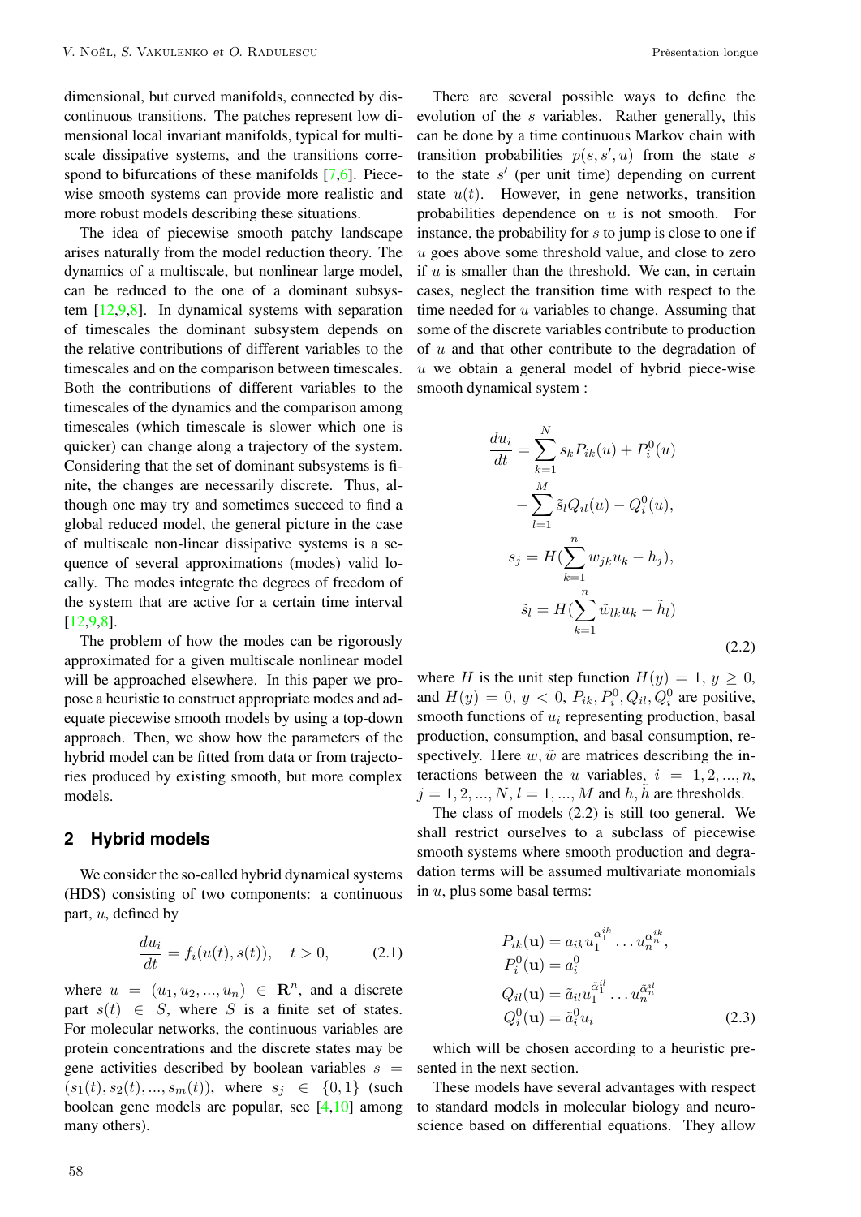dimensional, but curved manifolds, connected by discontinuous transitions. The patches represent low dimensional local invariant manifolds, typical for multiscale dissipative systems, and the transitions correspond to bifurcations of these manifolds [7,6]. Piecewise smooth systems can provide more realistic and more robust models describing these situations.

The idea of piecewise smooth patchy landscape arises naturally from the model reduction theory. The dynamics of a multiscale, but nonlinear large model, can be reduced to the one of a dominant subsystem [12,9,8]. In dynamical systems with separation of timescales the dominant subsystem depends on the relative contributions of different variables to the timescales and on the comparison between timescales. Both the contributions of different variables to the timescales of the dynamics and the comparison among timescales (which timescale is slower which one is quicker) can change along a trajectory of the system. Considering that the set of dominant subsystems is finite, the changes are necessarily discrete. Thus, although one may try and sometimes succeed to find a global reduced model, the general picture in the case of multiscale non-linear dissipative systems is a sequence of several approximations (modes) valid locally. The modes integrate the degrees of freedom of the system that are active for a certain time interval [12,9,8].

The problem of how the modes can be rigorously approximated for a given multiscale nonlinear model will be approached elsewhere. In this paper we propose a heuristic to construct appropriate modes and adequate piecewise smooth models by using a top-down approach. Then, we show how the parameters of the hybrid model can be fitted from data or from trajectories produced by existing smooth, but more complex models.

## 2 Hybrid models

We consider the so-called hybrid dynamical systems (HDS) consisting of two components: a continuous part, $u$, defined by

$$\frac{du_i}{dt} = f_i(u(t), s(t)), \quad t > 0, \tag{2.1}$$

where $u = (u_1, u_2, ..., u_n) \in \mathbf{R}^n$, and a discrete part $s(t) \in S$, where $S$ is a finite set of states. For molecular networks, the continuous variables are protein concentrations and the discrete states may be gene activities described by boolean variables $s = (s_1(t), s_2(t), ..., s_m(t))$, where $s_j \in \{0, 1\}$ (such boolean gene models are popular, see [4,10] among many others).

There are several possible ways to define the evolution of the $s$ variables. Rather generally, this can be done by a time continuous Markov chain with transition probabilities $p(s, s', u)$ from the state $s$ to the state $s'$ (per unit time) depending on current state $u(t)$. However, in gene networks, transition probabilities dependence on $u$ is not smooth. For instance, the probability for $s$ to jump is close to one if $u$ goes above some threshold value, and close to zero if $u$ is smaller than the threshold. We can, in certain cases, neglect the transition time with respect to the time needed for $u$ variables to change. Assuming that some of the discrete variables contribute to production of $u$ and that other contribute to the degradation of $u$ we obtain a general model of hybrid piece-wise smooth dynamical system :

$$\begin{aligned}
\frac{du_i}{dt} &= \sum_{k=1}^{N} s_k P_{ik}(u) + P_i^0(u) \\
&\quad - \sum_{l=1}^{M} \tilde{s}_l Q_{il}(u) - Q_i^0(u), \\
s_j &= H(\sum_{k=1}^{n} w_{jk} u_k - h_j), \\
\tilde{s}_l &= H(\sum_{k=1}^{n} \tilde{w}_{lk} u_k - \tilde{h}_l)
\end{aligned} \tag{2.2}$$

where $H$ is the unit step function $H(y) = 1,\ y \geq 0$, and $H(y) = 0,\ y < 0$, $P_{ik}, P_i^0, Q_{il}, Q_i^0$ are positive, smooth functions of $u_i$ representing production, basal production, consumption, and basal consumption, respectively. Here $w, \tilde{w}$ are matrices describing the interactions between the $u$ variables, $i = 1, 2, ..., n$, $j = 1, 2, ..., N$, $l = 1, ..., M$ and $h, \tilde{h}$ are thresholds.

The class of models (2.2) is still too general. We shall restrict ourselves to a subclass of piecewise smooth systems where smooth production and degradation terms will be assumed multivariate monomials in $u$, plus some basal terms:

$$\begin{aligned}
P_{ik}(\mathbf{u}) &= a_{ik} u_1^{\alpha_1^{ik}} \dots u_n^{\alpha_n^{ik}}, \\
P_i^0(\mathbf{u}) &= a_i^0 \\
Q_{il}(\mathbf{u}) &= \tilde{a}_{il} u_1^{\tilde{\alpha}_1^{il}} \dots u_n^{\tilde{\alpha}_n^{il}} \\
Q_i^0(\mathbf{u}) &= \tilde{a}_i^0 u_i
\end{aligned} \tag{2.3}$$

which will be chosen according to a heuristic presented in the next section.

These models have several advantages with respect to standard models in molecular biology and neuroscience based on differential equations. They allow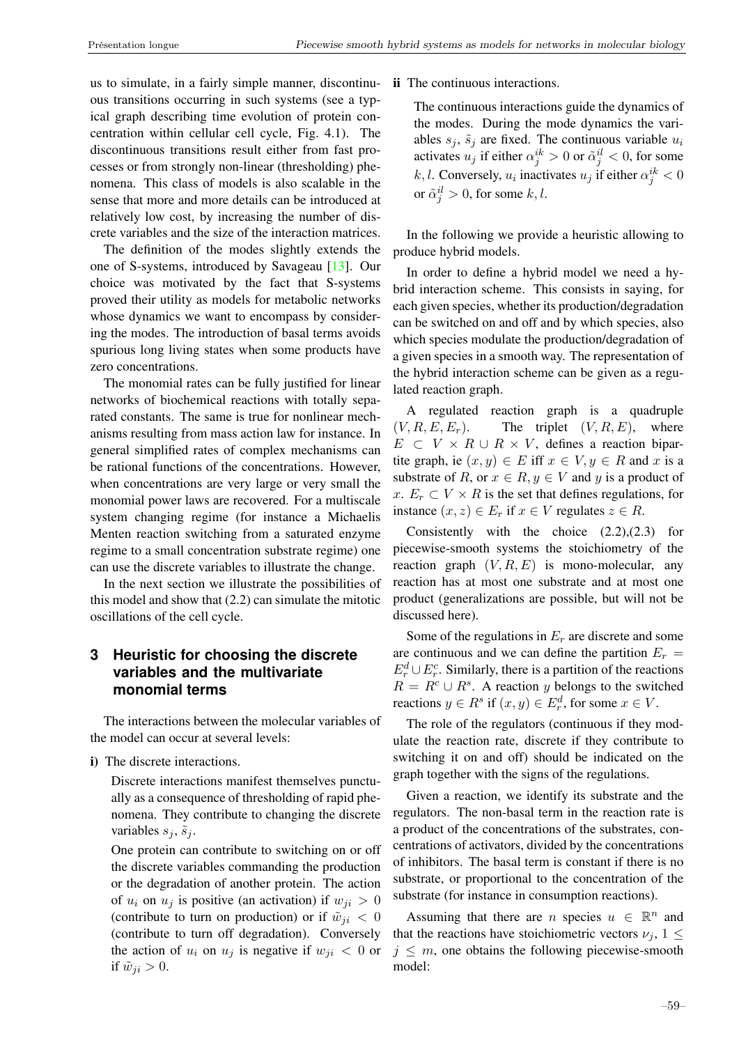us to simulate, in a fairly simple manner, discontinuous transitions occurring in such systems (see a typical graph describing time evolution of protein concentration within cellular cell cycle, Fig. 4.1). The discontinuous transitions result either from fast processes or from strongly non-linear (thresholding) phenomena. This class of models is also scalable in the sense that more and more details can be introduced at relatively low cost, by increasing the number of discrete variables and the size of the interaction matrices.

The definition of the modes slightly extends the one of S-systems, introduced by Savageau [13]. Our choice was motivated by the fact that S-systems proved their utility as models for metabolic networks whose dynamics we want to encompass by considering the modes. The introduction of basal terms avoids spurious long living states when some products have zero concentrations.

The monomial rates can be fully justified for linear networks of biochemical reactions with totally separated constants. The same is true for nonlinear mechanisms resulting from mass action law for instance. In general simplified rates of complex mechanisms can be rational functions of the concentrations. However, when concentrations are very large or very small the monomial power laws are recovered. For a multiscale system changing regime (for instance a Michaelis Menten reaction switching from a saturated enzyme regime to a small concentration substrate regime) one can use the discrete variables to illustrate the change.

In the next section we illustrate the possibilities of this model and show that (2.2) can simulate the mitotic oscillations of the cell cycle.

## 3 Heuristic for choosing the discrete variables and the multivariate monomial terms

The interactions between the molecular variables of the model can occur at several levels:

**i)** The discrete interactions.

Discrete interactions manifest themselves punctually as a consequence of thresholding of rapid phenomena. They contribute to changing the discrete variables $s_j$, $\tilde{s}_j$.

One protein can contribute to switching on or off the discrete variables commanding the production or the degradation of another protein. The action of $u_i$ on $u_j$ is positive (an activation) if $w_{ji} > 0$ (contribute to turn on production) or if $\tilde{w}_{ji} < 0$ (contribute to turn off degradation). Conversely the action of $u_i$ on $u_j$ is negative if $w_{ji} < 0$ or if $\tilde{w}_{ji} > 0$.

**ii** The continuous interactions.

The continuous interactions guide the dynamics of the modes. During the mode dynamics the variables $s_j$, $\tilde{s}_j$ are fixed. The continuous variable $u_i$ activates $u_j$ if either $\alpha_j^{ik} > 0$ or $\tilde{\alpha}_j^{il} < 0$, for some $k, l$. Conversely, $u_i$ inactivates $u_j$ if either $\alpha_j^{ik} < 0$ or $\tilde{\alpha}_j^{il} > 0$, for some $k, l$.

In the following we provide a heuristic allowing to produce hybrid models.

In order to define a hybrid model we need a hybrid interaction scheme. This consists in saying, for each given species, whether its production/degradation can be switched on and off and by which species, also which species modulate the production/degradation of a given species in a smooth way. The representation of the hybrid interaction scheme can be given as a regulated reaction graph.

A regulated reaction graph is a quadruple $(V, R, E, E_r)$. The triplet $(V, R, E)$, where $E \subset V \times R \cup R \times V$, defines a reaction bipartite graph, ie $(x, y) \in E$ iff $x \in V, y \in R$ and $x$ is a substrate of $R$, or $x \in R, y \in V$ and $y$ is a product of $x$. $E_r \subset V \times R$ is the set that defines regulations, for instance $(x, z) \in E_r$ if $x \in V$ regulates $z \in R$.

Consistently with the choice (2.2),(2.3) for piecewise-smooth systems the stoichiometry of the reaction graph $(V, R, E)$ is mono-molecular, any reaction has at most one substrate and at most one product (generalizations are possible, but will not be discussed here).

Some of the regulations in $E_r$ are discrete and some are continuous and we can define the partition $E_r = E_r^d \cup E_r^c$. Similarly, there is a partition of the reactions $R = R^c \cup R^s$. A reaction $y$ belongs to the switched reactions $y \in R^s$ if $(x, y) \in E_r^d$, for some $x \in V$.

The role of the regulators (continuous if they modulate the reaction rate, discrete if they contribute to switching it on and off) should be indicated on the graph together with the signs of the regulations.

Given a reaction, we identify its substrate and the regulators. The non-basal term in the reaction rate is a product of the concentrations of the substrates, concentrations of activators, divided by the concentrations of inhibitors. The basal term is constant if there is no substrate, or proportional to the concentration of the substrate (for instance in consumption reactions).

Assuming that there are $n$ species $u \in \mathbb{R}^n$ and that the reactions have stoichiometric vectors $\nu_j$, $1 \leq j \leq m$, one obtains the following piecewise-smooth model: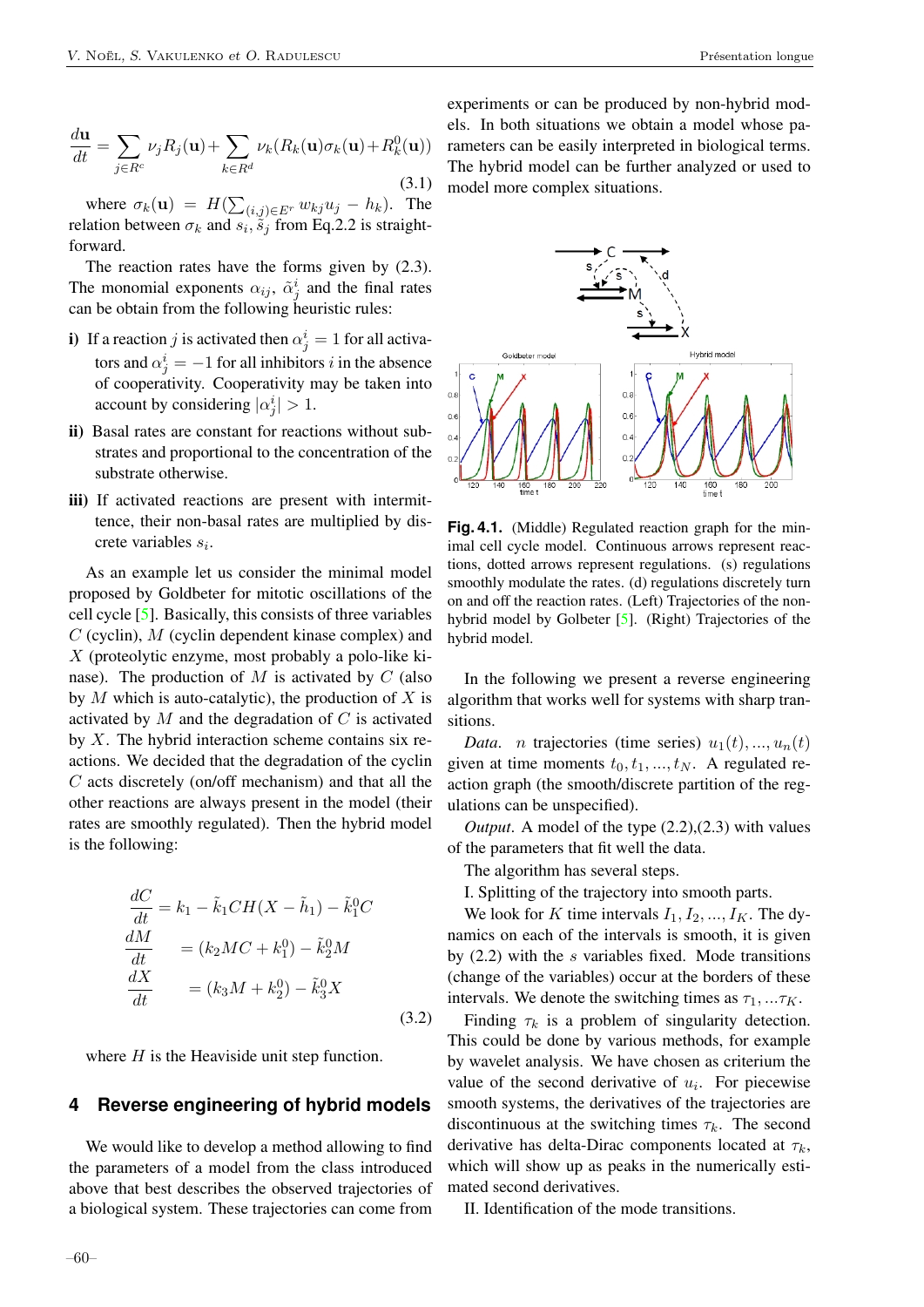$$\frac{d\mathbf{u}}{dt} = \sum_{j \in R^c} \nu_j R_j(\mathbf{u}) + \sum_{k \in R^d} \nu_k (R_k(\mathbf{u})\sigma_k(\mathbf{u}) + R_k^0(\mathbf{u})) \tag{3.1}$$

where $\sigma_k(\mathbf{u}) = H(\sum_{(i,j)\in E^r} w_{kj} u_j - h_k)$. The relation between $\sigma_k$ and $s_i, \tilde{s}_j$ from Eq.2.2 is straightforward.

The reaction rates have the forms given by (2.3). The monomial exponents $\alpha_{ij}$, $\tilde{\alpha}_j^i$ and the final rates can be obtain from the following heuristic rules:

**i)** If a reaction $j$ is activated then $\alpha_j^i = 1$ for all activators and $\alpha_j^i = -1$ for all inhibitors $i$ in the absence of cooperativity. Cooperativity may be taken into account by considering $|\alpha_j^i| > 1$.

**ii)** Basal rates are constant for reactions without substrates and proportional to the concentration of the substrate otherwise.

**iii)** If activated reactions are present with intermittence, their non-basal rates are multiplied by discrete variables $s_i$.

As an example let us consider the minimal model proposed by Goldbeter for mitotic oscillations of the cell cycle [5]. Basically, this consists of three variables $C$ (cyclin), $M$ (cyclin dependent kinase complex) and $X$ (proteolytic enzyme, most probably a polo-like kinase). The production of $M$ is activated by $C$ (also by $M$ which is auto-catalytic), the production of $X$ is activated by $M$ and the degradation of $C$ is activated by $X$. The hybrid interaction scheme contains six reactions. We decided that the degradation of the cyclin $C$ acts discretely (on/off mechanism) and that all the other reactions are always present in the model (their rates are smoothly regulated). Then the hybrid model is the following:

$$\begin{aligned}
\frac{dC}{dt} &= k_1 - \tilde{k}_1 C H(X - \tilde{h}_1) - \tilde{k}_1^0 C \\
\frac{dM}{dt} &= (k_2 M C + k_1^0) - \tilde{k}_2^0 M \\
\frac{dX}{dt} &= (k_3 M + k_2^0) - \tilde{k}_3^0 X
\end{aligned} \tag{3.2}$$

where $H$ is the Heaviside unit step function.

## 4 Reverse engineering of hybrid models

We would like to develop a method allowing to find the parameters of a model from the class introduced above that best describes the observed trajectories of a biological system. These trajectories can come from experiments or can be produced by non-hybrid models. In both situations we obtain a model whose parameters can be easily interpreted in biological terms. The hybrid model can be further analyzed or used to model more complex situations.

**Fig. 4.1.** (Middle) Regulated reaction graph for the minimal cell cycle model. Continuous arrows represent reactions, dotted arrows represent regulations. (s) regulations smoothly modulate the rates. (d) regulations discretely turn on and off the reaction rates. (Left) Trajectories of the non-hybrid model by Golbeter [5]. (Right) Trajectories of the hybrid model.

In the following we present a reverse engineering algorithm that works well for systems with sharp transitions.

*Data.* $n$ trajectories (time series) $u_1(t), ..., u_n(t)$ given at time moments $t_0, t_1, ..., t_N$. A regulated reaction graph (the smooth/discrete partition of the regulations can be unspecified).

*Output.* A model of the type (2.2),(2.3) with values of the parameters that fit well the data.

The algorithm has several steps.

I. Splitting of the trajectory into smooth parts.

We look for $K$ time intervals $I_1, I_2, ..., I_K$. The dynamics on each of the intervals is smooth, it is given by (2.2) with the $s$ variables fixed. Mode transitions (change of the variables) occur at the borders of these intervals. We denote the switching times as $\tau_1, ...\tau_K$.

Finding $\tau_k$ is a problem of singularity detection. This could be done by various methods, for example by wavelet analysis. We have chosen as criterium the value of the second derivative of $u_i$. For piecewise smooth systems, the derivatives of the trajectories are discontinuous at the switching times $\tau_k$. The second derivative has delta-Dirac components located at $\tau_k$, which will show up as peaks in the numerically estimated second derivatives.

II. Identification of the mode transitions.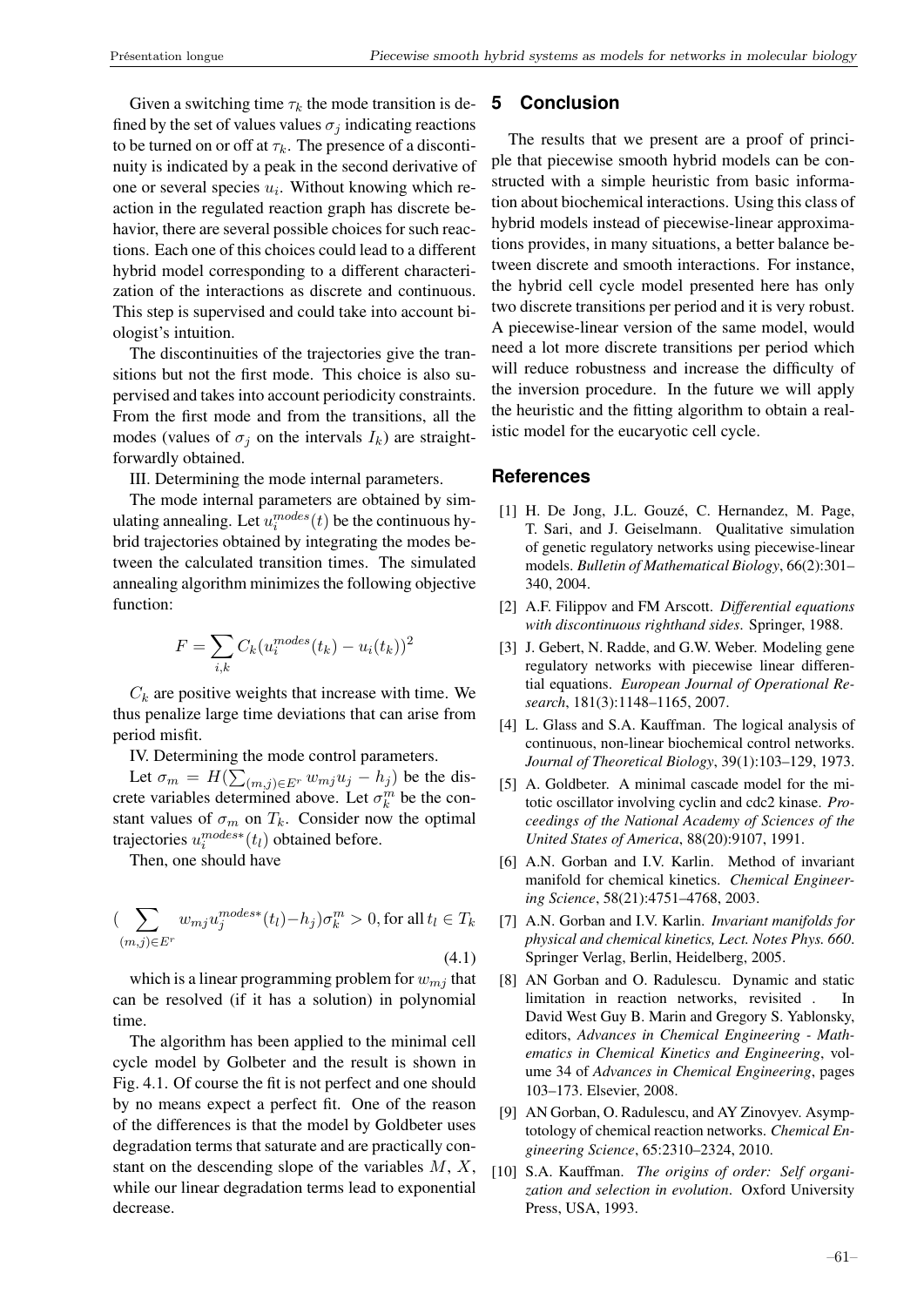Given a switching time $\tau_k$ the mode transition is defined by the set of values values $\sigma_j$ indicating reactions to be turned on or off at $\tau_k$. The presence of a discontinuity is indicated by a peak in the second derivative of one or several species $u_i$. Without knowing which reaction in the regulated reaction graph has discrete behavior, there are several possible choices for such reactions. Each one of this choices could lead to a different hybrid model corresponding to a different characterization of the interactions as discrete and continuous. This step is supervised and could take into account biologist's intuition.

The discontinuities of the trajectories give the transitions but not the first mode. This choice is also supervised and takes into account periodicity constraints. From the first mode and from the transitions, all the modes (values of $\sigma_j$ on the intervals $I_k$) are straightforwardly obtained.

III. Determining the mode internal parameters.

The mode internal parameters are obtained by simulating annealing. Let $u_i^{modes}(t)$ be the continuous hybrid trajectories obtained by integrating the modes between the calculated transition times. The simulated annealing algorithm minimizes the following objective function:

$$F = \sum_{i,k} C_k (u_i^{modes}(t_k) - u_i(t_k))^2$$

$C_k$ are positive weights that increase with time. We thus penalize large time deviations that can arise from period misfit.

IV. Determining the mode control parameters.

Let $\sigma_m = H(\sum_{(m,j)\in E^r} w_{mj} u_j - h_j)$ be the discrete variables determined above. Let $\sigma_k^m$ be the constant values of $\sigma_m$ on $T_k$. Consider now the optimal trajectories $u_i^{modes*}(t_l)$ obtained before.

Then, one should have

$$(\sum_{(m,j)\in E^r} w_{mj} u_j^{modes*}(t_l) - h_j)\sigma_k^m > 0, \text{for all } t_l \in T_k \tag{4.1}$$

which is a linear programming problem for $w_{mj}$ that can be resolved (if it has a solution) in polynomial time.

The algorithm has been applied to the minimal cell cycle model by Golbeter and the result is shown in Fig. 4.1. Of course the fit is not perfect and one should by no means expect a perfect fit. One of the reason of the differences is that the model by Goldbeter uses degradation terms that saturate and are practically constant on the descending slope of the variables $M$, $X$, while our linear degradation terms lead to exponential decrease.

## 5 Conclusion

The results that we present are a proof of principle that piecewise smooth hybrid models can be constructed with a simple heuristic from basic information about biochemical interactions. Using this class of hybrid models instead of piecewise-linear approximations provides, in many situations, a better balance between discrete and smooth interactions. For instance, the hybrid cell cycle model presented here has only two discrete transitions per period and it is very robust. A piecewise-linear version of the same model, would need a lot more discrete transitions per period which will reduce robustness and increase the difficulty of the inversion procedure. In the future we will apply the heuristic and the fitting algorithm to obtain a realistic model for the eucaryotic cell cycle.

## References

[1] H. De Jong, J.L. Gouzé, C. Hernandez, M. Page, T. Sari, and J. Geiselmann. Qualitative simulation of genetic regulatory networks using piecewise-linear models. *Bulletin of Mathematical Biology*, 66(2):301–340, 2004.

[2] A.F. Filippov and FM Arscott. *Differential equations with discontinuous righthand sides*. Springer, 1988.

[3] J. Gebert, N. Radde, and G.W. Weber. Modeling gene regulatory networks with piecewise linear differential equations. *European Journal of Operational Research*, 181(3):1148–1165, 2007.

[4] L. Glass and S.A. Kauffman. The logical analysis of continuous, non-linear biochemical control networks. *Journal of Theoretical Biology*, 39(1):103–129, 1973.

[5] A. Goldbeter. A minimal cascade model for the mitotic oscillator involving cyclin and cdc2 kinase. *Proceedings of the National Academy of Sciences of the United States of America*, 88(20):9107, 1991.

[6] A.N. Gorban and I.V. Karlin. Method of invariant manifold for chemical kinetics. *Chemical Engineering Science*, 58(21):4751–4768, 2003.

[7] A.N. Gorban and I.V. Karlin. *Invariant manifolds for physical and chemical kinetics, Lect. Notes Phys. 660*. Springer Verlag, Berlin, Heidelberg, 2005.

[8] AN Gorban and O. Radulescu. Dynamic and static limitation in reaction networks, revisited . In David West Guy B. Marin and Gregory S. Yablonsky, editors, *Advances in Chemical Engineering - Mathematics in Chemical Kinetics and Engineering*, volume 34 of *Advances in Chemical Engineering*, pages 103–173. Elsevier, 2008.

[9] AN Gorban, O. Radulescu, and AY Zinovyev. Asymptotology of chemical reaction networks. *Chemical Engineering Science*, 65:2310–2324, 2010.

[10] S.A. Kauffman. *The origins of order: Self organization and selection in evolution*. Oxford University Press, USA, 1993.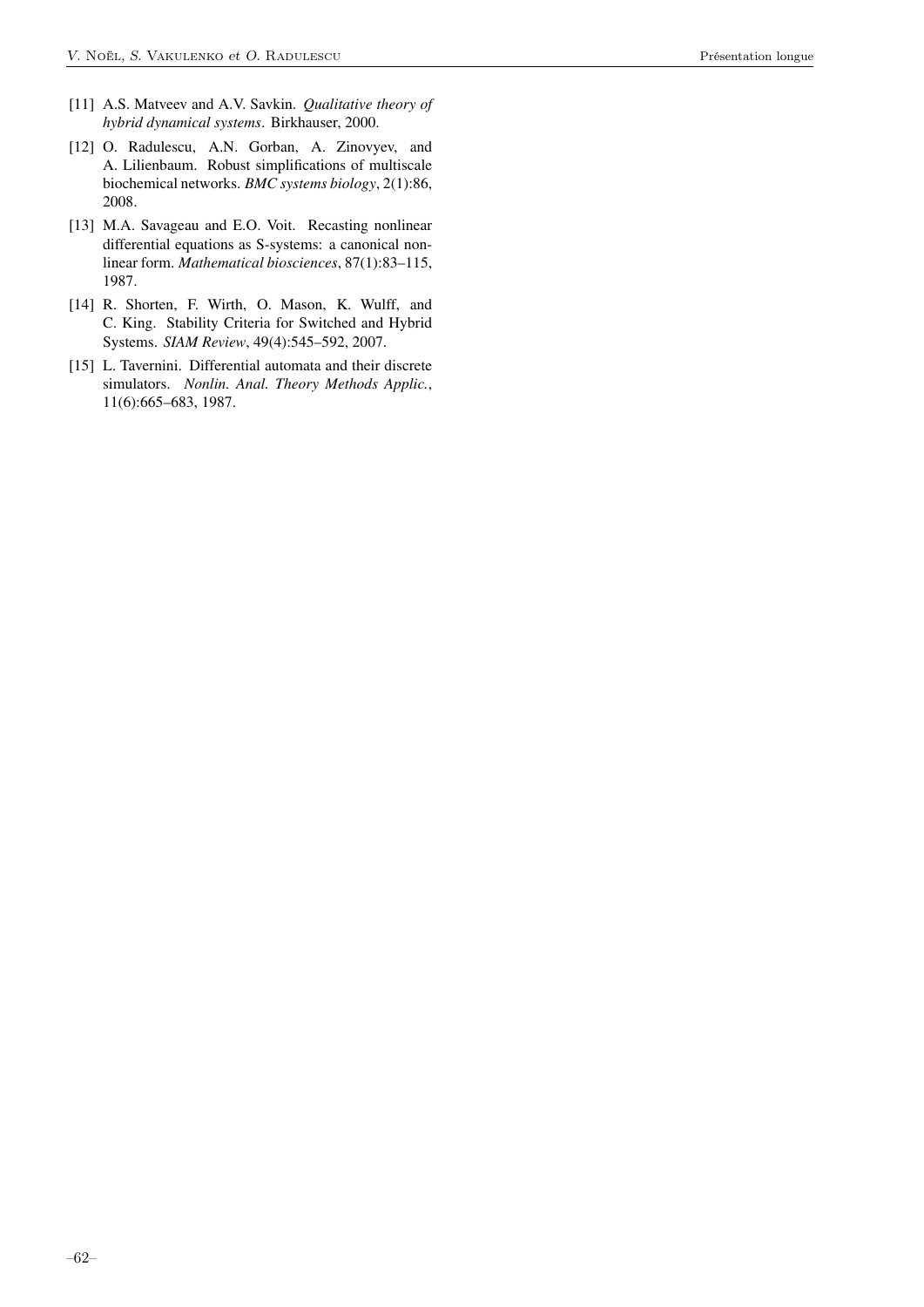[11] A.S. Matveev and A.V. Savkin. *Qualitative theory of hybrid dynamical systems*. Birkhauser, 2000.

[12] O. Radulescu, A.N. Gorban, A. Zinovyev, and A. Lilienbaum. Robust simplifications of multiscale biochemical networks. *BMC systems biology*, 2(1):86, 2008.

[13] M.A. Savageau and E.O. Voit. Recasting nonlinear differential equations as S-systems: a canonical nonlinear form. *Mathematical biosciences*, 87(1):83–115, 1987.

[14] R. Shorten, F. Wirth, O. Mason, K. Wulff, and C. King. Stability Criteria for Switched and Hybrid Systems. *SIAM Review*, 49(4):545–592, 2007.

[15] L. Tavernini. Differential automata and their discrete simulators. *Nonlin. Anal. Theory Methods Applic.*, 11(6):665–683, 1987.